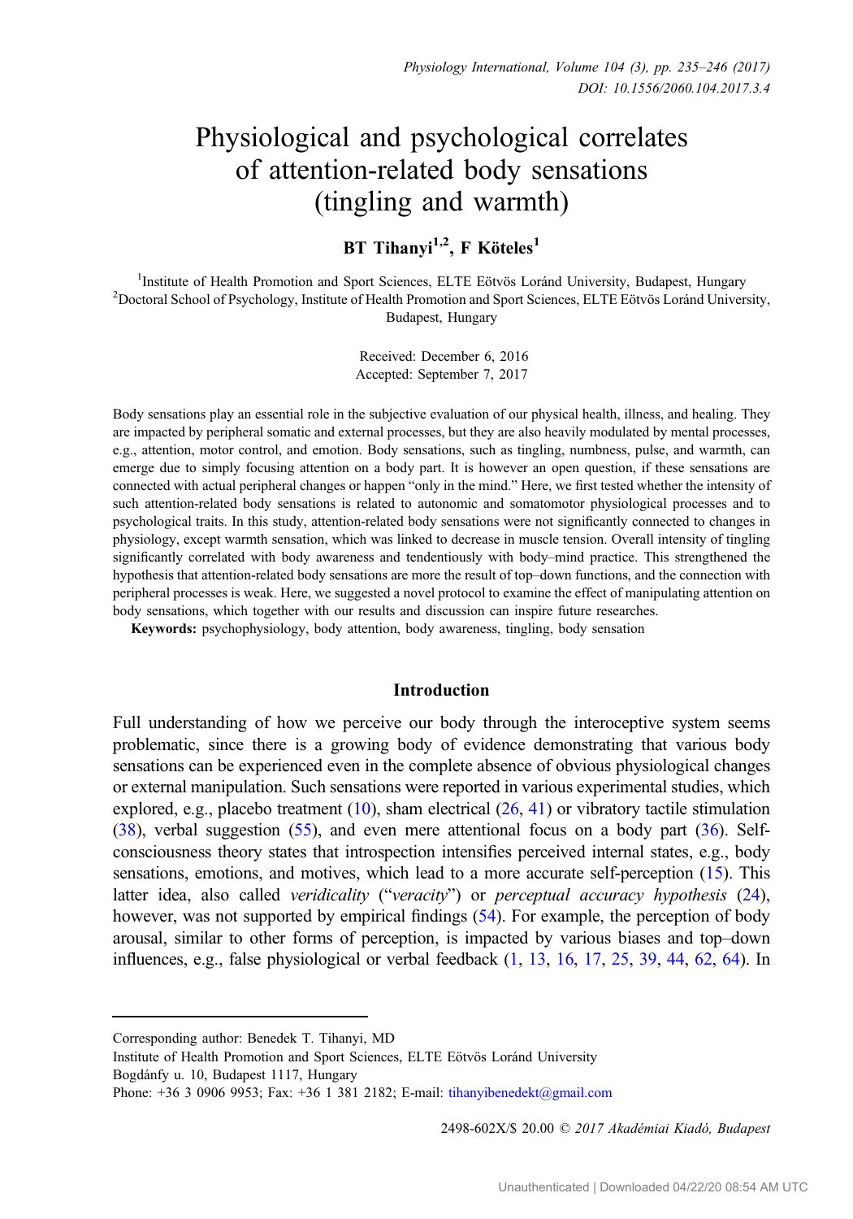# Physiological and psychological correlates of attention-related body sensations (tingling and warmth)

**BT Tihanyi[1,2], F Köteles[1]**

[1]Institute of Health Promotion and Sport Sciences, ELTE Eötvös Loránd University, Budapest, Hungary
[2]Doctoral School of Psychology, Institute of Health Promotion and Sport Sciences, ELTE Eötvös Loránd University, Budapest, Hungary

Received: December 6, 2016
Accepted: September 7, 2017

Body sensations play an essential role in the subjective evaluation of our physical health, illness, and healing. They are impacted by peripheral somatic and external processes, but they are also heavily modulated by mental processes, e.g., attention, motor control, and emotion. Body sensations, such as tingling, numbness, pulse, and warmth, can emerge due to simply focusing attention on a body part. It is however an open question, if these sensations are connected with actual peripheral changes or happen "only in the mind." Here, we first tested whether the intensity of such attention-related body sensations is related to autonomic and somatomotor physiological processes and to psychological traits. In this study, attention-related body sensations were not significantly connected to changes in physiology, except warmth sensation, which was linked to decrease in muscle tension. Overall intensity of tingling significantly correlated with body awareness and tendentiously with body–mind practice. This strengthened the hypothesis that attention-related body sensations are more the result of top–down functions, and the connection with peripheral processes is weak. Here, we suggested a novel protocol to examine the effect of manipulating attention on body sensations, which together with our results and discussion can inspire future researches.

**Keywords:** psychophysiology, body attention, body awareness, tingling, body sensation

## Introduction

Full understanding of how we perceive our body through the interoceptive system seems problematic, since there is a growing body of evidence demonstrating that various body sensations can be experienced even in the complete absence of obvious physiological changes or external manipulation. Such sensations were reported in various experimental studies, which explored, e.g., placebo treatment (10), sham electrical (26, 41) or vibratory tactile stimulation (38), verbal suggestion (55), and even mere attentional focus on a body part (36). Self-consciousness theory states that introspection intensifies perceived internal states, e.g., body sensations, emotions, and motives, which lead to a more accurate self-perception (15). This latter idea, also called *veridicality* ("*veracity*") or *perceptual accuracy hypothesis* (24), however, was not supported by empirical findings (54). For example, the perception of body arousal, similar to other forms of perception, is impacted by various biases and top–down influences, e.g., false physiological or verbal feedback (1, 13, 16, 17, 25, 39, 44, 62, 64). In

---

Corresponding author: Benedek T. Tihanyi, MD
Institute of Health Promotion and Sport Sciences, ELTE Eötvös Loránd University
Bogdánfy u. 10, Budapest 1117, Hungary
Phone: +36 3 0906 9953; Fax: +36 1 381 2182; E-mail: tihanyibenedekt@gmail.com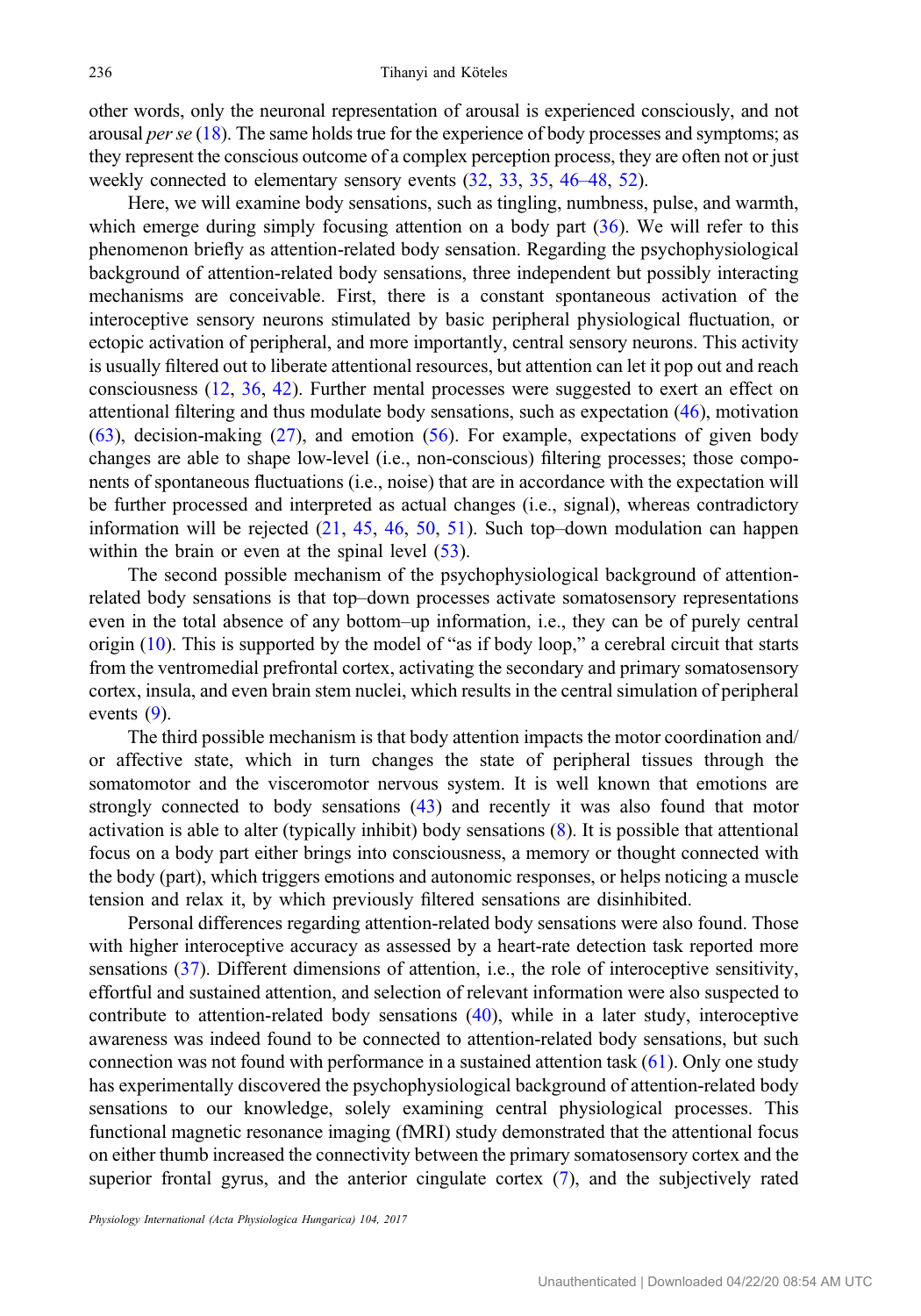other words, only the neuronal representation of arousal is experienced consciously, and not arousal *per se* (18). The same holds true for the experience of body processes and symptoms; as they represent the conscious outcome of a complex perception process, they are often not or just weekly connected to elementary sensory events (32, 33, 35, 46–48, 52).

Here, we will examine body sensations, such as tingling, numbness, pulse, and warmth, which emerge during simply focusing attention on a body part (36). We will refer to this phenomenon briefly as attention-related body sensation. Regarding the psychophysiological background of attention-related body sensations, three independent but possibly interacting mechanisms are conceivable. First, there is a constant spontaneous activation of the interoceptive sensory neurons stimulated by basic peripheral physiological fluctuation, or ectopic activation of peripheral, and more importantly, central sensory neurons. This activity is usually filtered out to liberate attentional resources, but attention can let it pop out and reach consciousness (12, 36, 42). Further mental processes were suggested to exert an effect on attentional filtering and thus modulate body sensations, such as expectation (46), motivation (63), decision-making (27), and emotion (56). For example, expectations of given body changes are able to shape low-level (i.e., non-conscious) filtering processes; those components of spontaneous fluctuations (i.e., noise) that are in accordance with the expectation will be further processed and interpreted as actual changes (i.e., signal), whereas contradictory information will be rejected (21, 45, 46, 50, 51). Such top–down modulation can happen within the brain or even at the spinal level (53).

The second possible mechanism of the psychophysiological background of attention-related body sensations is that top–down processes activate somatosensory representations even in the total absence of any bottom–up information, i.e., they can be of purely central origin (10). This is supported by the model of "as if body loop," a cerebral circuit that starts from the ventromedial prefrontal cortex, activating the secondary and primary somatosensory cortex, insula, and even brain stem nuclei, which results in the central simulation of peripheral events (9).

The third possible mechanism is that body attention impacts the motor coordination and/or affective state, which in turn changes the state of peripheral tissues through the somatomotor and the visceromotor nervous system. It is well known that emotions are strongly connected to body sensations (43) and recently it was also found that motor activation is able to alter (typically inhibit) body sensations (8). It is possible that attentional focus on a body part either brings into consciousness, a memory or thought connected with the body (part), which triggers emotions and autonomic responses, or helps noticing a muscle tension and relax it, by which previously filtered sensations are disinhibited.

Personal differences regarding attention-related body sensations were also found. Those with higher interoceptive accuracy as assessed by a heart-rate detection task reported more sensations (37). Different dimensions of attention, i.e., the role of interoceptive sensitivity, effortful and sustained attention, and selection of relevant information were also suspected to contribute to attention-related body sensations (40), while in a later study, interoceptive awareness was indeed found to be connected to attention-related body sensations, but such connection was not found with performance in a sustained attention task (61). Only one study has experimentally discovered the psychophysiological background of attention-related body sensations to our knowledge, solely examining central physiological processes. This functional magnetic resonance imaging (fMRI) study demonstrated that the attentional focus on either thumb increased the connectivity between the primary somatosensory cortex and the superior frontal gyrus, and the anterior cingulate cortex (7), and the subjectively rated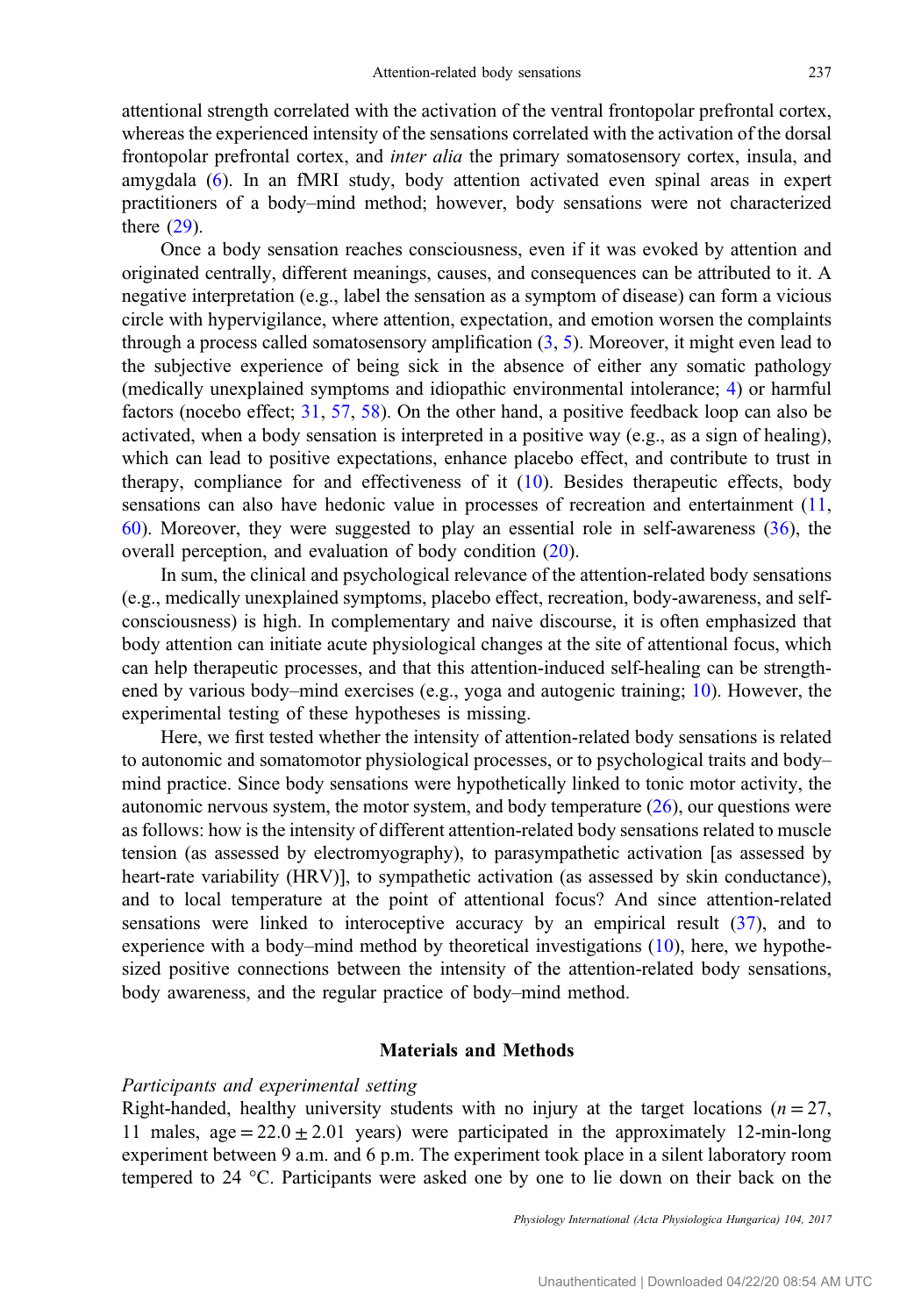attentional strength correlated with the activation of the ventral frontopolar prefrontal cortex, whereas the experienced intensity of the sensations correlated with the activation of the dorsal frontopolar prefrontal cortex, and *inter alia* the primary somatosensory cortex, insula, and amygdala (6). In an fMRI study, body attention activated even spinal areas in expert practitioners of a body–mind method; however, body sensations were not characterized there (29).

Once a body sensation reaches consciousness, even if it was evoked by attention and originated centrally, different meanings, causes, and consequences can be attributed to it. A negative interpretation (e.g., label the sensation as a symptom of disease) can form a vicious circle with hypervigilance, where attention, expectation, and emotion worsen the complaints through a process called somatosensory amplification (3, 5). Moreover, it might even lead to the subjective experience of being sick in the absence of either any somatic pathology (medically unexplained symptoms and idiopathic environmental intolerance; 4) or harmful factors (nocebo effect; 31, 57, 58). On the other hand, a positive feedback loop can also be activated, when a body sensation is interpreted in a positive way (e.g., as a sign of healing), which can lead to positive expectations, enhance placebo effect, and contribute to trust in therapy, compliance for and effectiveness of it (10). Besides therapeutic effects, body sensations can also have hedonic value in processes of recreation and entertainment (11, 60). Moreover, they were suggested to play an essential role in self-awareness (36), the overall perception, and evaluation of body condition (20).

In sum, the clinical and psychological relevance of the attention-related body sensations (e.g., medically unexplained symptoms, placebo effect, recreation, body-awareness, and self-consciousness) is high. In complementary and naive discourse, it is often emphasized that body attention can initiate acute physiological changes at the site of attentional focus, which can help therapeutic processes, and that this attention-induced self-healing can be strengthened by various body–mind exercises (e.g., yoga and autogenic training; 10). However, the experimental testing of these hypotheses is missing.

Here, we first tested whether the intensity of attention-related body sensations is related to autonomic and somatomotor physiological processes, or to psychological traits and body–mind practice. Since body sensations were hypothetically linked to tonic motor activity, the autonomic nervous system, the motor system, and body temperature (26), our questions were as follows: how is the intensity of different attention-related body sensations related to muscle tension (as assessed by electromyography), to parasympathetic activation [as assessed by heart-rate variability (HRV)], to sympathetic activation (as assessed by skin conductance), and to local temperature at the point of attentional focus? And since attention-related sensations were linked to interoceptive accuracy by an empirical result (37), and to experience with a body–mind method by theoretical investigations (10), here, we hypothesized positive connections between the intensity of the attention-related body sensations, body awareness, and the regular practice of body–mind method.

## Materials and Methods

*Participants and experimental setting*

Right-handed, healthy university students with no injury at the target locations ($n = 27$, 11 males, age $= 22.0 \pm 2.01$ years) were participated in the approximately 12-min-long experiment between 9 a.m. and 6 p.m. The experiment took place in a silent laboratory room tempered to 24 °C. Participants were asked one by one to lie down on their back on the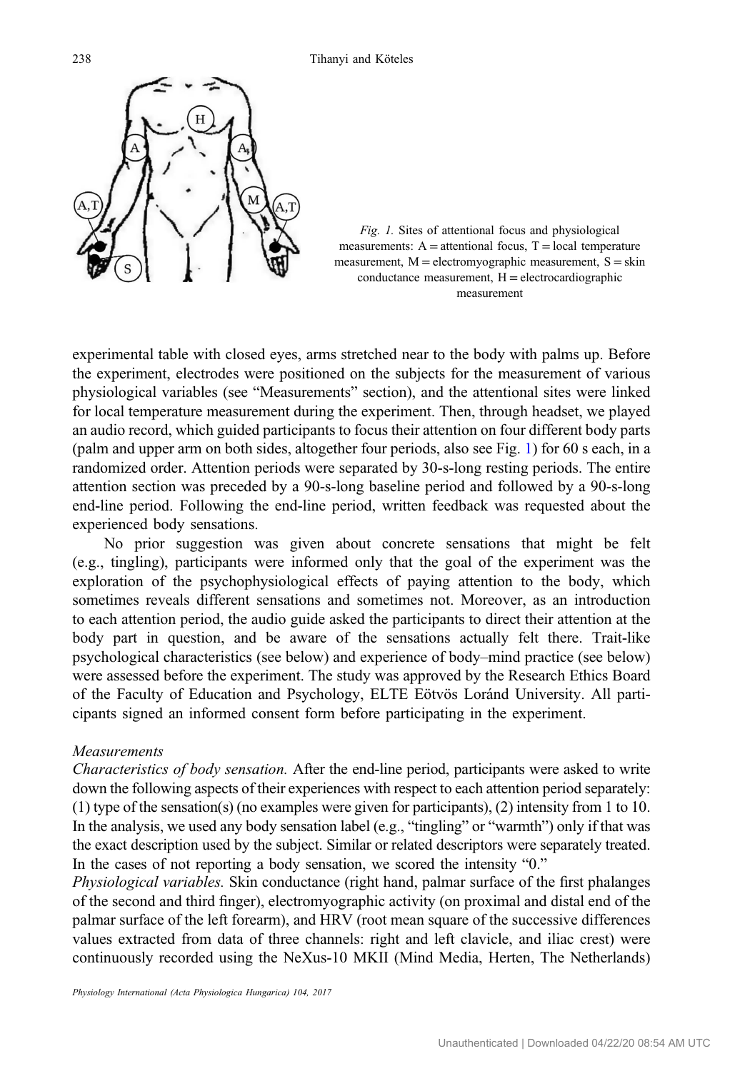*Fig. 1.* Sites of attentional focus and physiological measurements: A = attentional focus, T = local temperature measurement, M = electromyographic measurement, S = skin conductance measurement, H = electrocardiographic measurement

experimental table with closed eyes, arms stretched near to the body with palms up. Before the experiment, electrodes were positioned on the subjects for the measurement of various physiological variables (see "Measurements" section), and the attentional sites were linked for local temperature measurement during the experiment. Then, through headset, we played an audio record, which guided participants to focus their attention on four different body parts (palm and upper arm on both sides, altogether four periods, also see Fig. 1) for 60 s each, in a randomized order. Attention periods were separated by 30-s-long resting periods. The entire attention section was preceded by a 90-s-long baseline period and followed by a 90-s-long end-line period. Following the end-line period, written feedback was requested about the experienced body sensations.

No prior suggestion was given about concrete sensations that might be felt (e.g., tingling), participants were informed only that the goal of the experiment was the exploration of the psychophysiological effects of paying attention to the body, which sometimes reveals different sensations and sometimes not. Moreover, as an introduction to each attention period, the audio guide asked the participants to direct their attention at the body part in question, and be aware of the sensations actually felt there. Trait-like psychological characteristics (see below) and experience of body–mind practice (see below) were assessed before the experiment. The study was approved by the Research Ethics Board of the Faculty of Education and Psychology, ELTE Eötvös Loránd University. All participants signed an informed consent form before participating in the experiment.

### *Measurements*

*Characteristics of body sensation.* After the end-line period, participants were asked to write down the following aspects of their experiences with respect to each attention period separately: (1) type of the sensation(s) (no examples were given for participants), (2) intensity from 1 to 10. In the analysis, we used any body sensation label (e.g., "tingling" or "warmth") only if that was the exact description used by the subject. Similar or related descriptors were separately treated. In the cases of not reporting a body sensation, we scored the intensity "0."

*Physiological variables.* Skin conductance (right hand, palmar surface of the first phalanges of the second and third finger), electromyographic activity (on proximal and distal end of the palmar surface of the left forearm), and HRV (root mean square of the successive differences values extracted from data of three channels: right and left clavicle, and iliac crest) were continuously recorded using the NeXus-10 MKII (Mind Media, Herten, The Netherlands)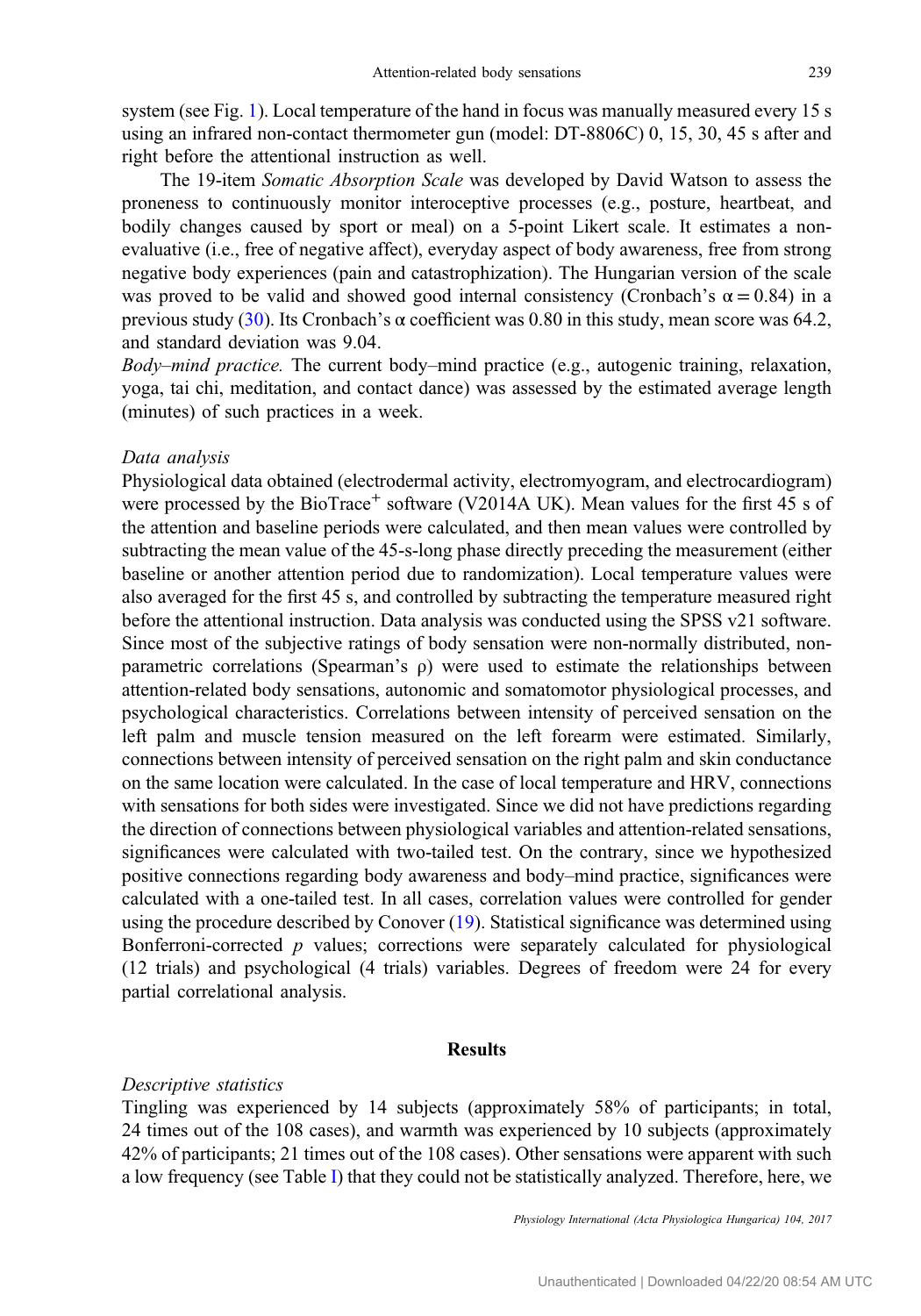system (see Fig. 1). Local temperature of the hand in focus was manually measured every 15 s using an infrared non-contact thermometer gun (model: DT-8806C) 0, 15, 30, 45 s after and right before the attentional instruction as well.

The 19-item *Somatic Absorption Scale* was developed by David Watson to assess the proneness to continuously monitor interoceptive processes (e.g., posture, heartbeat, and bodily changes caused by sport or meal) on a 5-point Likert scale. It estimates a non-evaluative (i.e., free of negative affect), everyday aspect of body awareness, free from strong negative body experiences (pain and catastrophization). The Hungarian version of the scale was proved to be valid and showed good internal consistency (Cronbach's $\alpha = 0.84$) in a previous study (30). Its Cronbach's $\alpha$ coefficient was 0.80 in this study, mean score was 64.2, and standard deviation was 9.04.

*Body–mind practice.* The current body–mind practice (e.g., autogenic training, relaxation, yoga, tai chi, meditation, and contact dance) was assessed by the estimated average length (minutes) of such practices in a week.

### *Data analysis*

Physiological data obtained (electrodermal activity, electromyogram, and electrocardiogram) were processed by the BioTrace$^+$ software (V2014A UK). Mean values for the first 45 s of the attention and baseline periods were calculated, and then mean values were controlled by subtracting the mean value of the 45-s-long phase directly preceding the measurement (either baseline or another attention period due to randomization). Local temperature values were also averaged for the first 45 s, and controlled by subtracting the temperature measured right before the attentional instruction. Data analysis was conducted using the SPSS v21 software. Since most of the subjective ratings of body sensation were non-normally distributed, non-parametric correlations (Spearman's $\rho$) were used to estimate the relationships between attention-related body sensations, autonomic and somatomotor physiological processes, and psychological characteristics. Correlations between intensity of perceived sensation on the left palm and muscle tension measured on the left forearm were estimated. Similarly, connections between intensity of perceived sensation on the right palm and skin conductance on the same location were calculated. In the case of local temperature and HRV, connections with sensations for both sides were investigated. Since we did not have predictions regarding the direction of connections between physiological variables and attention-related sensations, significances were calculated with two-tailed test. On the contrary, since we hypothesized positive connections regarding body awareness and body–mind practice, significances were calculated with a one-tailed test. In all cases, correlation values were controlled for gender using the procedure described by Conover (19). Statistical significance was determined using Bonferroni-corrected $p$ values; corrections were separately calculated for physiological (12 trials) and psychological (4 trials) variables. Degrees of freedom were 24 for every partial correlational analysis.

## Results

### *Descriptive statistics*

Tingling was experienced by 14 subjects (approximately 58% of participants; in total, 24 times out of the 108 cases), and warmth was experienced by 10 subjects (approximately 42% of participants; 21 times out of the 108 cases). Other sensations were apparent with such a low frequency (see Table I) that they could not be statistically analyzed. Therefore, here, we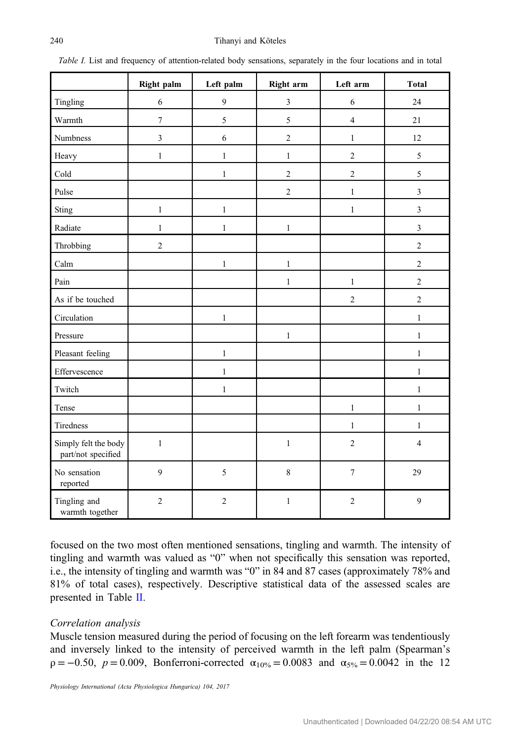*Table I.* List and frequency of attention-related body sensations, separately in the four locations and in total

| | Right palm | Left palm | Right arm | Left arm | Total |
|---|---|---|---|---|---|
| Tingling | 6 | 9 | 3 | 6 | 24 |
| Warmth | 7 | 5 | 5 | 4 | 21 |
| Numbness | 3 | 6 | 2 | 1 | 12 |
| Heavy | 1 | 1 | 1 | 2 | 5 |
| Cold | | 1 | 2 | 2 | 5 |
| Pulse | | | 2 | 1 | 3 |
| Sting | 1 | 1 | | 1 | 3 |
| Radiate | 1 | 1 | 1 | | 3 |
| Throbbing | 2 | | | | 2 |
| Calm | | 1 | 1 | | 2 |
| Pain | | | 1 | 1 | 2 |
| As if be touched | | | | 2 | 2 |
| Circulation | | 1 | | | 1 |
| Pressure | | | 1 | | 1 |
| Pleasant feeling | | 1 | | | 1 |
| Effervescence | | 1 | | | 1 |
| Twitch | | 1 | | | 1 |
| Tense | | | | 1 | 1 |
| Tiredness | | | | 1 | 1 |
| Simply felt the body part/not specified | 1 | | 1 | 2 | 4 |
| No sensation reported | 9 | 5 | 8 | 7 | 29 |
| Tingling and warmth together | 2 | 2 | 1 | 2 | 9 |

focused on the two most often mentioned sensations, tingling and warmth. The intensity of tingling and warmth was valued as "0" when not specifically this sensation was reported, i.e., the intensity of tingling and warmth was "0" in 84 and 87 cases (approximately 78% and 81% of total cases), respectively. Descriptive statistical data of the assessed scales are presented in Table II.

### *Correlation analysis*

Muscle tension measured during the period of focusing on the left forearm was tendentiously and inversely linked to the intensity of perceived warmth in the left palm (Spearman's $\rho = -0.50$, $p = 0.009$, Bonferroni-corrected $\alpha_{10\%} = 0.0083$ and $\alpha_{5\%} = 0.0042$ in the 12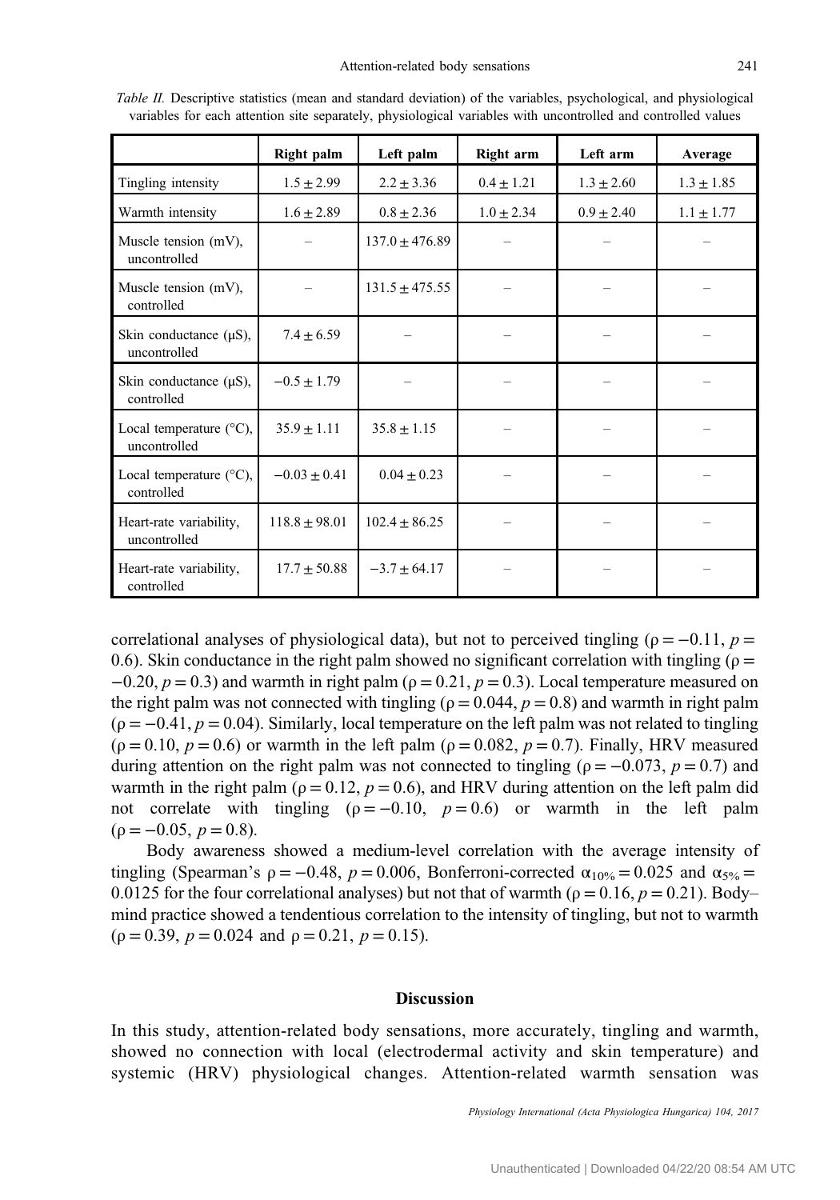*Table II.* Descriptive statistics (mean and standard deviation) of the variables, psychological, and physiological variables for each attention site separately, physiological variables with uncontrolled and controlled values

| | Right palm | Left palm | Right arm | Left arm | Average |
|---|---|---|---|---|---|
| Tingling intensity | $1.5 \pm 2.99$ | $2.2 \pm 3.36$ | $0.4 \pm 1.21$ | $1.3 \pm 2.60$ | $1.3 \pm 1.85$ |
| Warmth intensity | $1.6 \pm 2.89$ | $0.8 \pm 2.36$ | $1.0 \pm 2.34$ | $0.9 \pm 2.40$ | $1.1 \pm 1.77$ |
| Muscle tension (mV), uncontrolled | – | $137.0 \pm 476.89$ | – | – | – |
| Muscle tension (mV), controlled | – | $131.5 \pm 475.55$ | – | – | – |
| Skin conductance (μS), uncontrolled | $7.4 \pm 6.59$ | – | – | – | – |
| Skin conductance (μS), controlled | $-0.5 \pm 1.79$ | – | – | – | – |
| Local temperature (°C), uncontrolled | $35.9 \pm 1.11$ | $35.8 \pm 1.15$ | – | – | – |
| Local temperature (°C), controlled | $-0.03 \pm 0.41$ | $0.04 \pm 0.23$ | – | – | – |
| Heart-rate variability, uncontrolled | $118.8 \pm 98.01$ | $102.4 \pm 86.25$ | – | – | – |
| Heart-rate variability, controlled | $17.7 \pm 50.88$ | $-3.7 \pm 64.17$ | – | – | – |

correlational analyses of physiological data), but not to perceived tingling ($\rho = -0.11$, $p = 0.6$). Skin conductance in the right palm showed no significant correlation with tingling ($\rho = -0.20$, $p = 0.3$) and warmth in right palm ($\rho = 0.21$, $p = 0.3$). Local temperature measured on the right palm was not connected with tingling ($\rho = 0.044$, $p = 0.8$) and warmth in right palm ($\rho = -0.41$, $p = 0.04$). Similarly, local temperature on the left palm was not related to tingling ($\rho = 0.10$, $p = 0.6$) or warmth in the left palm ($\rho = 0.082$, $p = 0.7$). Finally, HRV measured during attention on the right palm was not connected to tingling ($\rho = -0.073$, $p = 0.7$) and warmth in the right palm ($\rho = 0.12$, $p = 0.6$), and HRV during attention on the left palm did not correlate with tingling ($\rho = -0.10$, $p = 0.6$) or warmth in the left palm ($\rho = -0.05$, $p = 0.8$).

Body awareness showed a medium-level correlation with the average intensity of tingling (Spearman's $\rho = -0.48$, $p = 0.006$, Bonferroni-corrected $\alpha_{10\%} = 0.025$ and $\alpha_{5\%} = 0.0125$ for the four correlational analyses) but not that of warmth ($\rho = 0.16$, $p = 0.21$). Body–mind practice showed a tendentious correlation to the intensity of tingling, but not to warmth ($\rho = 0.39$, $p = 0.024$ and $\rho = 0.21$, $p = 0.15$).

## Discussion

In this study, attention-related body sensations, more accurately, tingling and warmth, showed no connection with local (electrodermal activity and skin temperature) and systemic (HRV) physiological changes. Attention-related warmth sensation was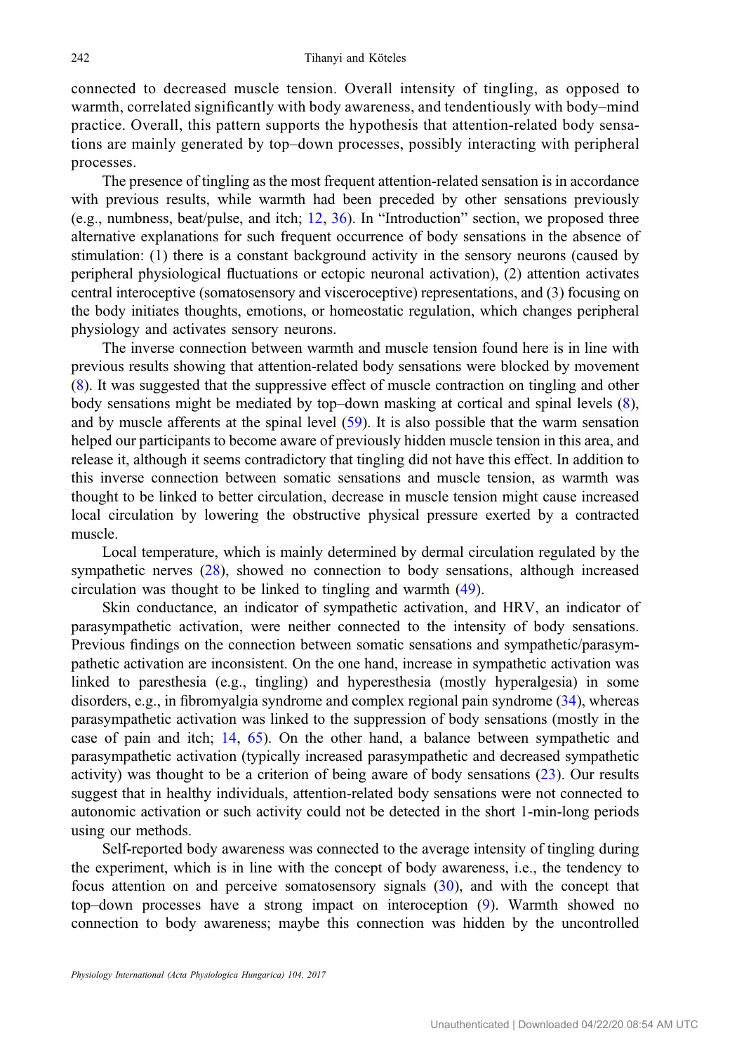connected to decreased muscle tension. Overall intensity of tingling, as opposed to warmth, correlated significantly with body awareness, and tendentiously with body–mind practice. Overall, this pattern supports the hypothesis that attention-related body sensations are mainly generated by top–down processes, possibly interacting with peripheral processes.

The presence of tingling as the most frequent attention-related sensation is in accordance with previous results, while warmth had been preceded by other sensations previously (e.g., numbness, beat/pulse, and itch; 12, 36). In "Introduction" section, we proposed three alternative explanations for such frequent occurrence of body sensations in the absence of stimulation: (1) there is a constant background activity in the sensory neurons (caused by peripheral physiological fluctuations or ectopic neuronal activation), (2) attention activates central interoceptive (somatosensory and visceroceptive) representations, and (3) focusing on the body initiates thoughts, emotions, or homeostatic regulation, which changes peripheral physiology and activates sensory neurons.

The inverse connection between warmth and muscle tension found here is in line with previous results showing that attention-related body sensations were blocked by movement (8). It was suggested that the suppressive effect of muscle contraction on tingling and other body sensations might be mediated by top–down masking at cortical and spinal levels (8), and by muscle afferents at the spinal level (59). It is also possible that the warm sensation helped our participants to become aware of previously hidden muscle tension in this area, and release it, although it seems contradictory that tingling did not have this effect. In addition to this inverse connection between somatic sensations and muscle tension, as warmth was thought to be linked to better circulation, decrease in muscle tension might cause increased local circulation by lowering the obstructive physical pressure exerted by a contracted muscle.

Local temperature, which is mainly determined by dermal circulation regulated by the sympathetic nerves (28), showed no connection to body sensations, although increased circulation was thought to be linked to tingling and warmth (49).

Skin conductance, an indicator of sympathetic activation, and HRV, an indicator of parasympathetic activation, were neither connected to the intensity of body sensations. Previous findings on the connection between somatic sensations and sympathetic/parasympathetic activation are inconsistent. On the one hand, increase in sympathetic activation was linked to paresthesia (e.g., tingling) and hyperesthesia (mostly hyperalgesia) in some disorders, e.g., in fibromyalgia syndrome and complex regional pain syndrome (34), whereas parasympathetic activation was linked to the suppression of body sensations (mostly in the case of pain and itch; 14, 65). On the other hand, a balance between sympathetic and parasympathetic activation (typically increased parasympathetic and decreased sympathetic activity) was thought to be a criterion of being aware of body sensations (23). Our results suggest that in healthy individuals, attention-related body sensations were not connected to autonomic activation or such activity could not be detected in the short 1-min-long periods using our methods.

Self-reported body awareness was connected to the average intensity of tingling during the experiment, which is in line with the concept of body awareness, i.e., the tendency to focus attention on and perceive somatosensory signals (30), and with the concept that top–down processes have a strong impact on interoception (9). Warmth showed no connection to body awareness; maybe this connection was hidden by the uncontrolled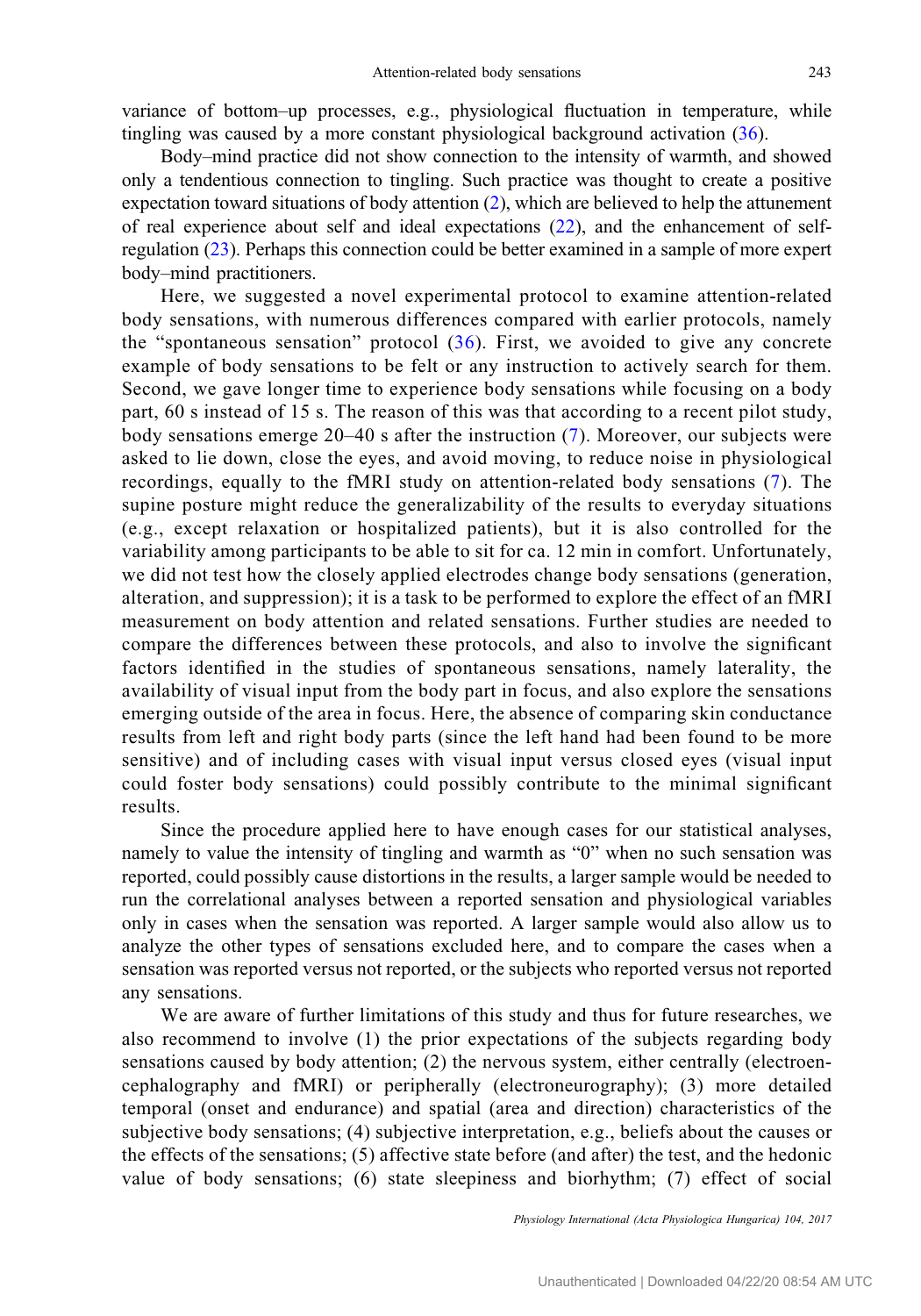variance of bottom–up processes, e.g., physiological fluctuation in temperature, while tingling was caused by a more constant physiological background activation (36).

Body–mind practice did not show connection to the intensity of warmth, and showed only a tendentious connection to tingling. Such practice was thought to create a positive expectation toward situations of body attention (2), which are believed to help the attunement of real experience about self and ideal expectations (22), and the enhancement of self-regulation (23). Perhaps this connection could be better examined in a sample of more expert body–mind practitioners.

Here, we suggested a novel experimental protocol to examine attention-related body sensations, with numerous differences compared with earlier protocols, namely the "spontaneous sensation" protocol (36). First, we avoided to give any concrete example of body sensations to be felt or any instruction to actively search for them. Second, we gave longer time to experience body sensations while focusing on a body part, 60 s instead of 15 s. The reason of this was that according to a recent pilot study, body sensations emerge 20–40 s after the instruction (7). Moreover, our subjects were asked to lie down, close the eyes, and avoid moving, to reduce noise in physiological recordings, equally to the fMRI study on attention-related body sensations (7). The supine posture might reduce the generalizability of the results to everyday situations (e.g., except relaxation or hospitalized patients), but it is also controlled for the variability among participants to be able to sit for ca. 12 min in comfort. Unfortunately, we did not test how the closely applied electrodes change body sensations (generation, alteration, and suppression); it is a task to be performed to explore the effect of an fMRI measurement on body attention and related sensations. Further studies are needed to compare the differences between these protocols, and also to involve the significant factors identified in the studies of spontaneous sensations, namely laterality, the availability of visual input from the body part in focus, and also explore the sensations emerging outside of the area in focus. Here, the absence of comparing skin conductance results from left and right body parts (since the left hand had been found to be more sensitive) and of including cases with visual input versus closed eyes (visual input could foster body sensations) could possibly contribute to the minimal significant results.

Since the procedure applied here to have enough cases for our statistical analyses, namely to value the intensity of tingling and warmth as "0" when no such sensation was reported, could possibly cause distortions in the results, a larger sample would be needed to run the correlational analyses between a reported sensation and physiological variables only in cases when the sensation was reported. A larger sample would also allow us to analyze the other types of sensations excluded here, and to compare the cases when a sensation was reported versus not reported, or the subjects who reported versus not reported any sensations.

We are aware of further limitations of this study and thus for future researches, we also recommend to involve (1) the prior expectations of the subjects regarding body sensations caused by body attention; (2) the nervous system, either centrally (electroencephalography and fMRI) or peripherally (electroneurography); (3) more detailed temporal (onset and endurance) and spatial (area and direction) characteristics of the subjective body sensations; (4) subjective interpretation, e.g., beliefs about the causes or the effects of the sensations; (5) affective state before (and after) the test, and the hedonic value of body sensations; (6) state sleepiness and biorhythm; (7) effect of social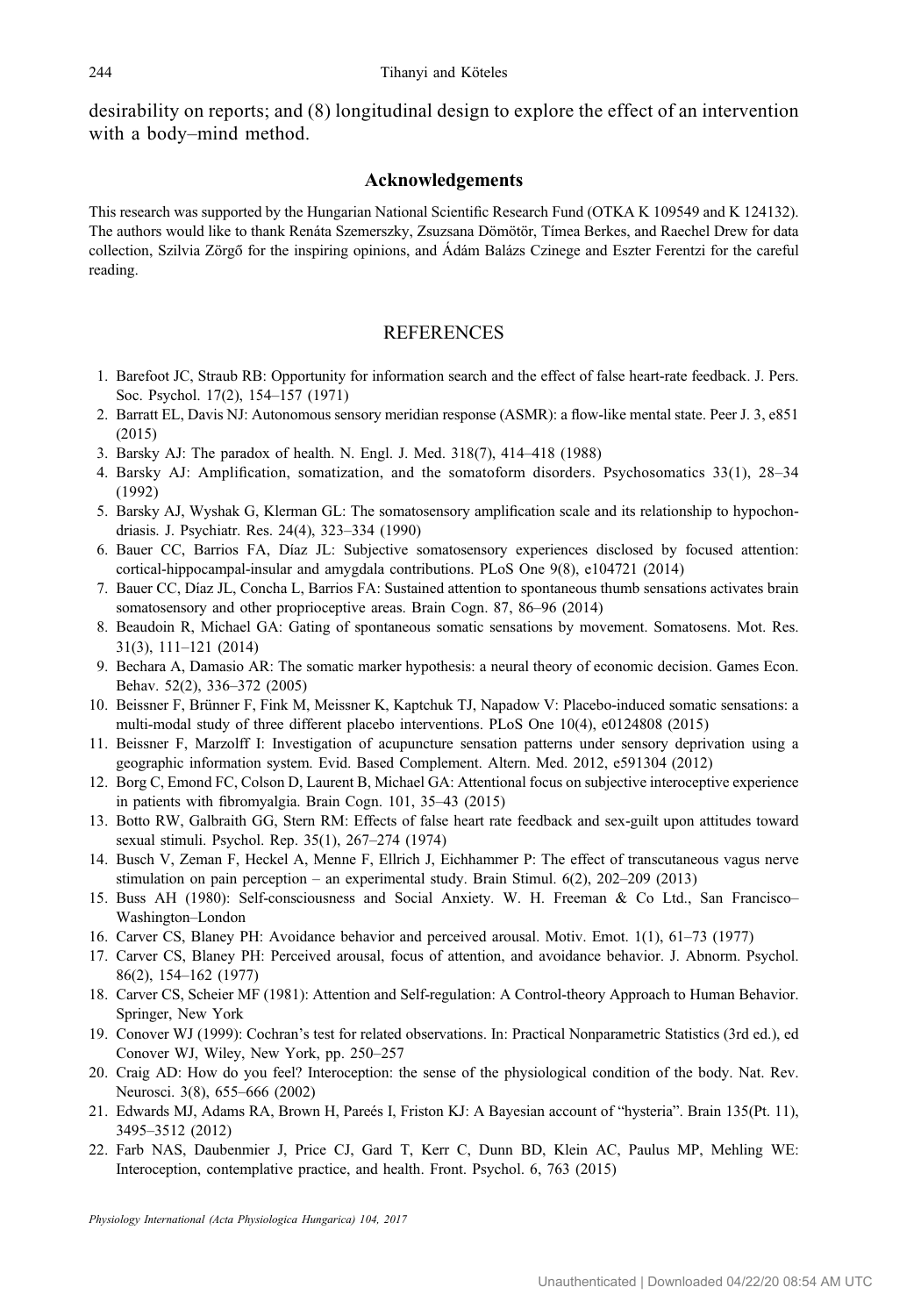desirability on reports; and (8) longitudinal design to explore the effect of an intervention with a body–mind method.

## Acknowledgements

This research was supported by the Hungarian National Scientific Research Fund (OTKA K 109549 and K 124132). The authors would like to thank Renáta Szemerszky, Zsuzsana Dömötör, Tímea Berkes, and Raechel Drew for data collection, Szilvia Zörgő for the inspiring opinions, and Ádám Balázs Czinege and Eszter Ferentzi for the careful reading.

## REFERENCES

1. Barefoot JC, Straub RB: Opportunity for information search and the effect of false heart-rate feedback. J. Pers. Soc. Psychol. 17(2), 154–157 (1971)
2. Barratt EL, Davis NJ: Autonomous sensory meridian response (ASMR): a flow-like mental state. Peer J. 3, e851 (2015)
3. Barsky AJ: The paradox of health. N. Engl. J. Med. 318(7), 414–418 (1988)
4. Barsky AJ: Amplification, somatization, and the somatoform disorders. Psychosomatics 33(1), 28–34 (1992)
5. Barsky AJ, Wyshak G, Klerman GL: The somatosensory amplification scale and its relationship to hypochondriasis. J. Psychiatr. Res. 24(4), 323–334 (1990)
6. Bauer CC, Barrios FA, Díaz JL: Subjective somatosensory experiences disclosed by focused attention: cortical-hippocampal-insular and amygdala contributions. PLoS One 9(8), e104721 (2014)
7. Bauer CC, Díaz JL, Concha L, Barrios FA: Sustained attention to spontaneous thumb sensations activates brain somatosensory and other proprioceptive areas. Brain Cogn. 87, 86–96 (2014)
8. Beaudoin R, Michael GA: Gating of spontaneous somatic sensations by movement. Somatosens. Mot. Res. 31(3), 111–121 (2014)
9. Bechara A, Damasio AR: The somatic marker hypothesis: a neural theory of economic decision. Games Econ. Behav. 52(2), 336–372 (2005)
10. Beissner F, Brünner F, Fink M, Meissner K, Kaptchuk TJ, Napadow V: Placebo-induced somatic sensations: a multi-modal study of three different placebo interventions. PLoS One 10(4), e0124808 (2015)
11. Beissner F, Marzolff I: Investigation of acupuncture sensation patterns under sensory deprivation using a geographic information system. Evid. Based Complement. Altern. Med. 2012, e591304 (2012)
12. Borg C, Emond FC, Colson D, Laurent B, Michael GA: Attentional focus on subjective interoceptive experience in patients with fibromyalgia. Brain Cogn. 101, 35–43 (2015)
13. Botto RW, Galbraith GG, Stern RM: Effects of false heart rate feedback and sex-guilt upon attitudes toward sexual stimuli. Psychol. Rep. 35(1), 267–274 (1974)
14. Busch V, Zeman F, Heckel A, Menne F, Ellrich J, Eichhammer P: The effect of transcutaneous vagus nerve stimulation on pain perception – an experimental study. Brain Stimul. 6(2), 202–209 (2013)
15. Buss AH (1980): Self-consciousness and Social Anxiety. W. H. Freeman & Co Ltd., San Francisco–Washington–London
16. Carver CS, Blaney PH: Avoidance behavior and perceived arousal. Motiv. Emot. 1(1), 61–73 (1977)
17. Carver CS, Blaney PH: Perceived arousal, focus of attention, and avoidance behavior. J. Abnorm. Psychol. 86(2), 154–162 (1977)
18. Carver CS, Scheier MF (1981): Attention and Self-regulation: A Control-theory Approach to Human Behavior. Springer, New York
19. Conover WJ (1999): Cochran's test for related observations. In: Practical Nonparametric Statistics (3rd ed.), ed Conover WJ, Wiley, New York, pp. 250–257
20. Craig AD: How do you feel? Interoception: the sense of the physiological condition of the body. Nat. Rev. Neurosci. 3(8), 655–666 (2002)
21. Edwards MJ, Adams RA, Brown H, Pareés I, Friston KJ: A Bayesian account of "hysteria". Brain 135(Pt. 11), 3495–3512 (2012)
22. Farb NAS, Daubenmier J, Price CJ, Gard T, Kerr C, Dunn BD, Klein AC, Paulus MP, Mehling WE: Interoception, contemplative practice, and health. Front. Psychol. 6, 763 (2015)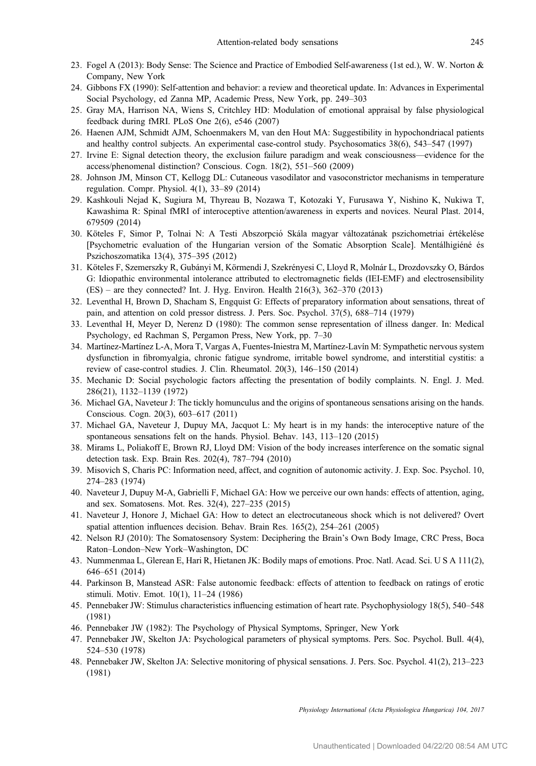23. Fogel A (2013): Body Sense: The Science and Practice of Embodied Self-awareness (1st ed.), W. W. Norton & Company, New York
24. Gibbons FX (1990): Self-attention and behavior: a review and theoretical update. In: Advances in Experimental Social Psychology, ed Zanna MP, Academic Press, New York, pp. 249–303
25. Gray MA, Harrison NA, Wiens S, Critchley HD: Modulation of emotional appraisal by false physiological feedback during fMRI. PLoS One 2(6), e546 (2007)
26. Haenen AJM, Schmidt AJM, Schoenmakers M, van den Hout MA: Suggestibility in hypochondriacal patients and healthy control subjects. An experimental case-control study. Psychosomatics 38(6), 543–547 (1997)
27. Irvine E: Signal detection theory, the exclusion failure paradigm and weak consciousness—evidence for the access/phenomenal distinction? Conscious. Cogn. 18(2), 551–560 (2009)
28. Johnson JM, Minson CT, Kellogg DL: Cutaneous vasodilator and vasoconstrictor mechanisms in temperature regulation. Compr. Physiol. 4(1), 33–89 (2014)
29. Kashkouli Nejad K, Sugiura M, Thyreau B, Nozawa T, Kotozaki Y, Furusawa Y, Nishino K, Nukiwa T, Kawashima R: Spinal fMRI of interoceptive attention/awareness in experts and novices. Neural Plast. 2014, 679509 (2014)
30. Köteles F, Simor P, Tolnai N: A Testi Abszorpció Skála magyar változatának pszichometriai értékelése [Psychometric evaluation of the Hungarian version of the Somatic Absorption Scale]. Mentálhigiéné és Pszichoszomatika 13(4), 375–395 (2012)
31. Köteles F, Szemerszky R, Gubányi M, Körmendi J, Szekrényesi C, Lloyd R, Molnár L, Drozdovszky O, Bárdos G: Idiopathic environmental intolerance attributed to electromagnetic fields (IEI-EMF) and electrosensibility (ES) – are they connected? Int. J. Hyg. Environ. Health 216(3), 362–370 (2013)
32. Leventhal H, Brown D, Shacham S, Engquist G: Effects of preparatory information about sensations, threat of pain, and attention on cold pressor distress. J. Pers. Soc. Psychol. 37(5), 688–714 (1979)
33. Leventhal H, Meyer D, Nerenz D (1980): The common sense representation of illness danger. In: Medical Psychology, ed Rachman S, Pergamon Press, New York, pp. 7–30
34. Martínez-Martínez L-A, Mora T, Vargas A, Fuentes-Iniestra M, Martínez-Lavín M: Sympathetic nervous system dysfunction in fibromyalgia, chronic fatigue syndrome, irritable bowel syndrome, and interstitial cystitis: a review of case-control studies. J. Clin. Rheumatol. 20(3), 146–150 (2014)
35. Mechanic D: Social psychologic factors affecting the presentation of bodily complaints. N. Engl. J. Med. 286(21), 1132–1139 (1972)
36. Michael GA, Naveteur J: The tickly homunculus and the origins of spontaneous sensations arising on the hands. Conscious. Cogn. 20(3), 603–617 (2011)
37. Michael GA, Naveteur J, Dupuy MA, Jacquot L: My heart is in my hands: the interoceptive nature of the spontaneous sensations felt on the hands. Physiol. Behav. 143, 113–120 (2015)
38. Mirams L, Poliakoff E, Brown RJ, Lloyd DM: Vision of the body increases interference on the somatic signal detection task. Exp. Brain Res. 202(4), 787–794 (2010)
39. Misovich S, Charis PC: Information need, affect, and cognition of autonomic activity. J. Exp. Soc. Psychol. 10, 274–283 (1974)
40. Naveteur J, Dupuy M-A, Gabrielli F, Michael GA: How we perceive our own hands: effects of attention, aging, and sex. Somatosens. Mot. Res. 32(4), 227–235 (2015)
41. Naveteur J, Honore J, Michael GA: How to detect an electrocutaneous shock which is not delivered? Overt spatial attention influences decision. Behav. Brain Res. 165(2), 254–261 (2005)
42. Nelson RJ (2010): The Somatosensory System: Deciphering the Brain's Own Body Image, CRC Press, Boca Raton–London–New York–Washington, DC
43. Nummenmaa L, Glerean E, Hari R, Hietanen JK: Bodily maps of emotions. Proc. Natl. Acad. Sci. U S A 111(2), 646–651 (2014)
44. Parkinson B, Manstead ASR: False autonomic feedback: effects of attention to feedback on ratings of erotic stimuli. Motiv. Emot. 10(1), 11–24 (1986)
45. Pennebaker JW: Stimulus characteristics influencing estimation of heart rate. Psychophysiology 18(5), 540–548 (1981)
46. Pennebaker JW (1982): The Psychology of Physical Symptoms, Springer, New York
47. Pennebaker JW, Skelton JA: Psychological parameters of physical symptoms. Pers. Soc. Psychol. Bull. 4(4), 524–530 (1978)
48. Pennebaker JW, Skelton JA: Selective monitoring of physical sensations. J. Pers. Soc. Psychol. 41(2), 213–223 (1981)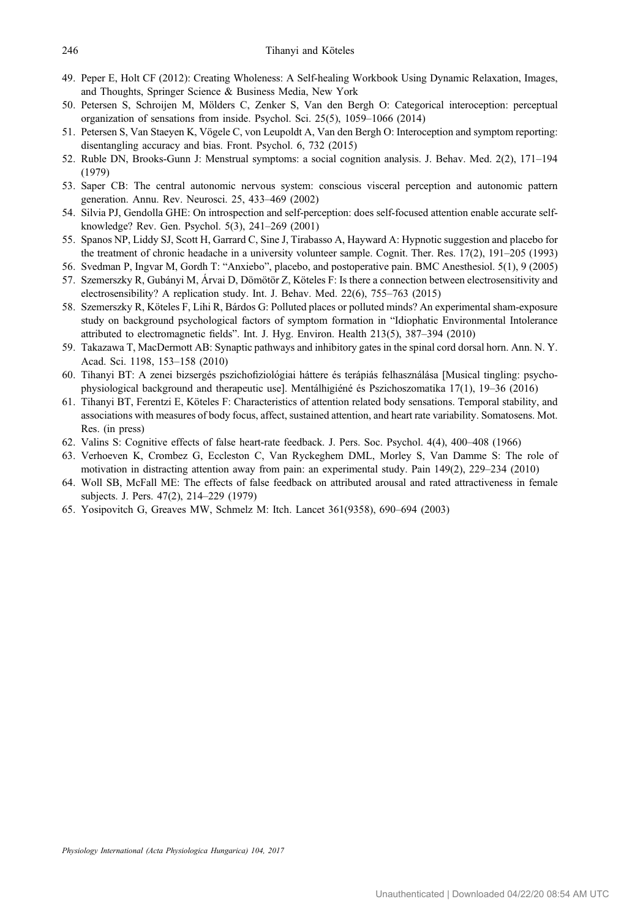49. Peper E, Holt CF (2012): Creating Wholeness: A Self-healing Workbook Using Dynamic Relaxation, Images, and Thoughts, Springer Science & Business Media, New York
50. Petersen S, Schroijen M, Mölders C, Zenker S, Van den Bergh O: Categorical interoception: perceptual organization of sensations from inside. Psychol. Sci. 25(5), 1059–1066 (2014)
51. Petersen S, Van Staeyen K, Vögele C, von Leupoldt A, Van den Bergh O: Interoception and symptom reporting: disentangling accuracy and bias. Front. Psychol. 6, 732 (2015)
52. Ruble DN, Brooks-Gunn J: Menstrual symptoms: a social cognition analysis. J. Behav. Med. 2(2), 171–194 (1979)
53. Saper CB: The central autonomic nervous system: conscious visceral perception and autonomic pattern generation. Annu. Rev. Neurosci. 25, 433–469 (2002)
54. Silvia PJ, Gendolla GHE: On introspection and self-perception: does self-focused attention enable accurate self-knowledge? Rev. Gen. Psychol. 5(3), 241–269 (2001)
55. Spanos NP, Liddy SJ, Scott H, Garrard C, Sine J, Tirabasso A, Hayward A: Hypnotic suggestion and placebo for the treatment of chronic headache in a university volunteer sample. Cognit. Ther. Res. 17(2), 191–205 (1993)
56. Svedman P, Ingvar M, Gordh T: "Anxiebo", placebo, and postoperative pain. BMC Anesthesiol. 5(1), 9 (2005)
57. Szemerszky R, Gubányi M, Árvai D, Dömötör Z, Köteles F: Is there a connection between electrosensitivity and electrosensibility? A replication study. Int. J. Behav. Med. 22(6), 755–763 (2015)
58. Szemerszky R, Köteles F, Lihi R, Bárdos G: Polluted places or polluted minds? An experimental sham-exposure study on background psychological factors of symptom formation in "Idiophatic Environmental Intolerance attributed to electromagnetic fields". Int. J. Hyg. Environ. Health 213(5), 387–394 (2010)
59. Takazawa T, MacDermott AB: Synaptic pathways and inhibitory gates in the spinal cord dorsal horn. Ann. N. Y. Acad. Sci. 1198, 153–158 (2010)
60. Tihanyi BT: A zenei bizsergés pszichofiziológiai háttere és terápiás felhasználása [Musical tingling: psychophysiological background and therapeutic use]. Mentálhigiéné és Pszichoszomatika 17(1), 19–36 (2016)
61. Tihanyi BT, Ferentzi E, Köteles F: Characteristics of attention related body sensations. Temporal stability, and associations with measures of body focus, affect, sustained attention, and heart rate variability. Somatosens. Mot. Res. (in press)
62. Valins S: Cognitive effects of false heart-rate feedback. J. Pers. Soc. Psychol. 4(4), 400–408 (1966)
63. Verhoeven K, Crombez G, Eccleston C, Van Ryckeghem DML, Morley S, Van Damme S: The role of motivation in distracting attention away from pain: an experimental study. Pain 149(2), 229–234 (2010)
64. Woll SB, McFall ME: The effects of false feedback on attributed arousal and rated attractiveness in female subjects. J. Pers. 47(2), 214–229 (1979)
65. Yosipovitch G, Greaves MW, Schmelz M: Itch. Lancet 361(9358), 690–694 (2003)